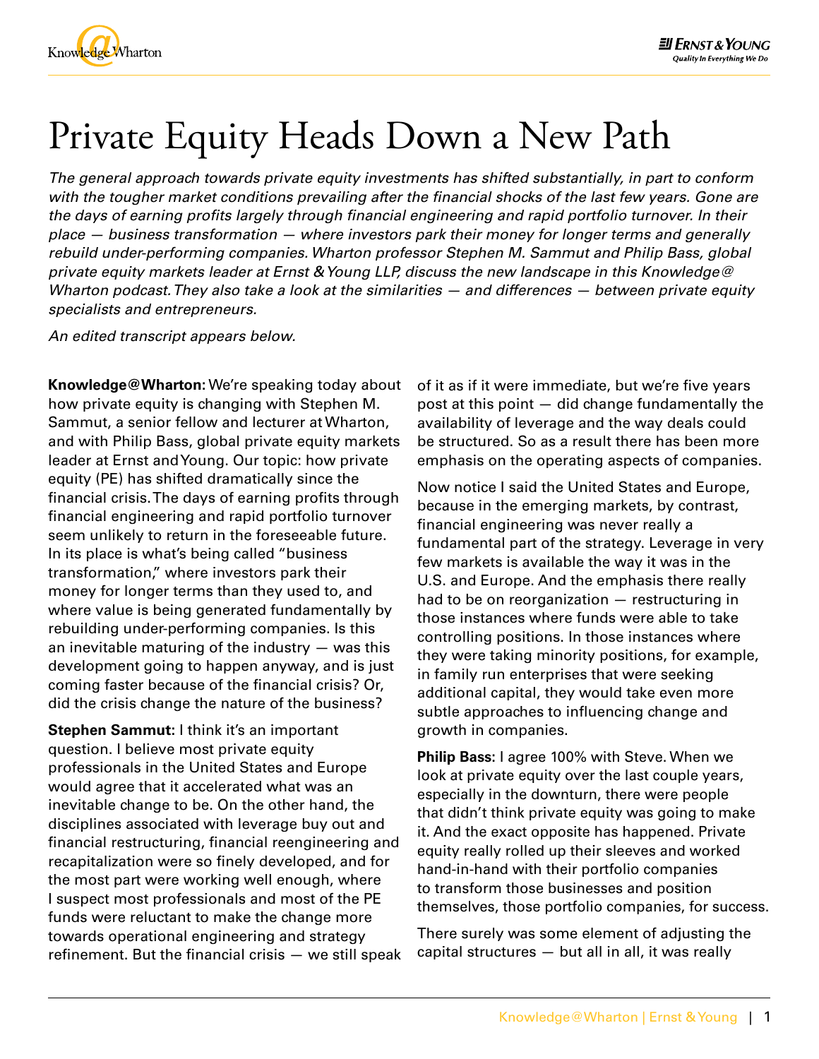# Private Equity Heads Down a New Path

*The general approach towards private equity investments has shifted substantially, in part to conform with the tougher market conditions prevailing after the financial shocks of the last few years. Gone are the days of earning profits largely through financial engineering and rapid portfolio turnover. In their place — business transformation — where investors park their money for longer terms and generally rebuild under-performing companies. Wharton professor Stephen M. Sammut and Philip Bass, global private equity markets leader at Ernst & Young LLP, discuss the new landscape in this Knowledge@ Wharton podcast. They also take a look at the similarities — and differences — between private equity specialists and entrepreneurs.*

*An edited transcript appears below.*

**Knowledge@Wharton:** We're speaking today about how private equity is changing with Stephen M. Sammut, a senior fellow and lecturer at Wharton, and with Philip Bass, global private equity markets leader at Ernst and Young. Our topic: how private equity (PE) has shifted dramatically since the financial crisis. The days of earning profits through financial engineering and rapid portfolio turnover seem unlikely to return in the foreseeable future. In its place is what's being called "business transformation," where investors park their money for longer terms than they used to, and where value is being generated fundamentally by rebuilding under-performing companies. Is this an inevitable maturing of the industry — was this development going to happen anyway, and is just coming faster because of the financial crisis? Or, did the crisis change the nature of the business?

**Stephen Sammut:** I think it's an important question. I believe most private equity professionals in the United States and Europe would agree that it accelerated what was an inevitable change to be. On the other hand, the disciplines associated with leverage buy out and financial restructuring, financial reengineering and recapitalization were so finely developed, and for the most part were working well enough, where I suspect most professionals and most of the PE funds were reluctant to make the change more towards operational engineering and strategy refinement. But the financial crisis — we still speak of it as if it were immediate, but we're five years post at this point — did change fundamentally the availability of leverage and the way deals could be structured. So as a result there has been more emphasis on the operating aspects of companies.

Now notice I said the United States and Europe, because in the emerging markets, by contrast, financial engineering was never really a fundamental part of the strategy. Leverage in very few markets is available the way it was in the U.S. and Europe. And the emphasis there really had to be on reorganization — restructuring in those instances where funds were able to take controlling positions. In those instances where they were taking minority positions, for example, in family run enterprises that were seeking additional capital, they would take even more subtle approaches to influencing change and growth in companies.

**Philip Bass:** I agree 100% with Steve. When we look at private equity over the last couple years, especially in the downturn, there were people that didn't think private equity was going to make it. And the exact opposite has happened. Private equity really rolled up their sleeves and worked hand-in-hand with their portfolio companies to transform those businesses and position themselves, those portfolio companies, for success.

There surely was some element of adjusting the capital structures — but all in all, it was really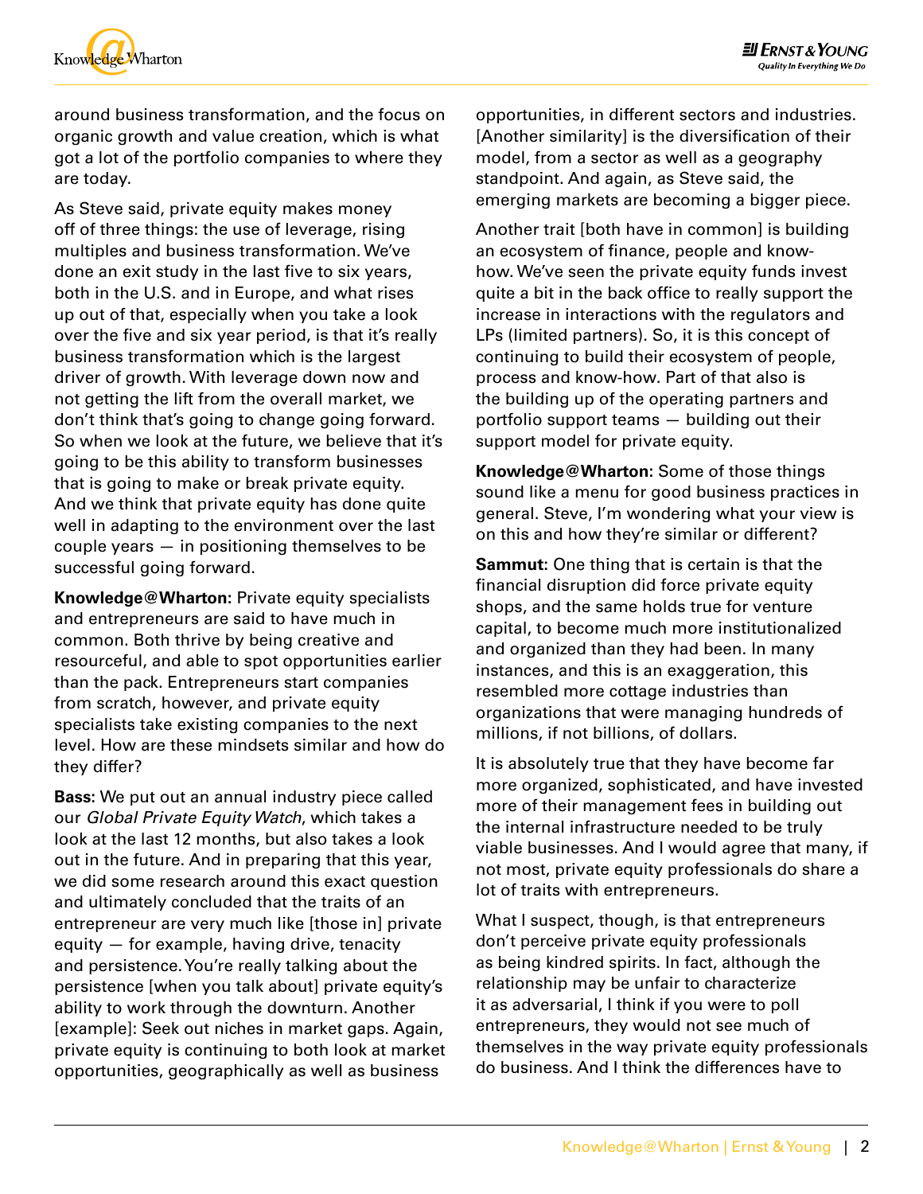around business transformation, and the focus on organic growth and value creation, which is what got a lot of the portfolio companies to where they are today.

As Steve said, private equity makes money off of three things: the use of leverage, rising multiples and business transformation. We've done an exit study in the last five to six years, both in the U.S. and in Europe, and what rises up out of that, especially when you take a look over the five and six year period, is that it's really business transformation which is the largest driver of growth. With leverage down now and not getting the lift from the overall market, we don't think that's going to change going forward. So when we look at the future, we believe that it's going to be this ability to transform businesses that is going to make or break private equity. And we think that private equity has done quite well in adapting to the environment over the last couple years — in positioning themselves to be successful going forward.

**Knowledge@Wharton:** Private equity specialists and entrepreneurs are said to have much in common. Both thrive by being creative and resourceful, and able to spot opportunities earlier than the pack. Entrepreneurs start companies from scratch, however, and private equity specialists take existing companies to the next level. How are these mindsets similar and how do they differ?

**Bass:** We put out an annual industry piece called our *Global Private Equity Watch*, which takes a look at the last 12 months, but also takes a look out in the future. And in preparing that this year, we did some research around this exact question and ultimately concluded that the traits of an entrepreneur are very much like [those in] private equity — for example, having drive, tenacity and persistence. You're really talking about the persistence [when you talk about] private equity's ability to work through the downturn. Another [example]: Seek out niches in market gaps. Again, private equity is continuing to both look at market opportunities, geographically as well as business opportunities, in different sectors and industries. [Another similarity] is the diversification of their model, from a sector as well as a geography standpoint. And again, as Steve said, the emerging markets are becoming a bigger piece.

Another trait [both have in common] is building an ecosystem of finance, people and know-how. We've seen the private equity funds invest quite a bit in the back office to really support the increase in interactions with the regulators and LPs (limited partners). So, it is this concept of continuing to build their ecosystem of people, process and know-how. Part of that also is the building up of the operating partners and portfolio support teams — building out their support model for private equity.

**Knowledge@Wharton:** Some of those things sound like a menu for good business practices in general. Steve, I'm wondering what your view is on this and how they're similar or different?

**Sammut:** One thing that is certain is that the financial disruption did force private equity shops, and the same holds true for venture capital, to become much more institutionalized and organized than they had been. In many instances, and this is an exaggeration, this resembled more cottage industries than organizations that were managing hundreds of millions, if not billions, of dollars.

It is absolutely true that they have become far more organized, sophisticated, and have invested more of their management fees in building out the internal infrastructure needed to be truly viable businesses. And I would agree that many, if not most, private equity professionals do share a lot of traits with entrepreneurs.

What I suspect, though, is that entrepreneurs don't perceive private equity professionals as being kindred spirits. In fact, although the relationship may be unfair to characterize it as adversarial, I think if you were to poll entrepreneurs, they would not see much of themselves in the way private equity professionals do business. And I think the differences have to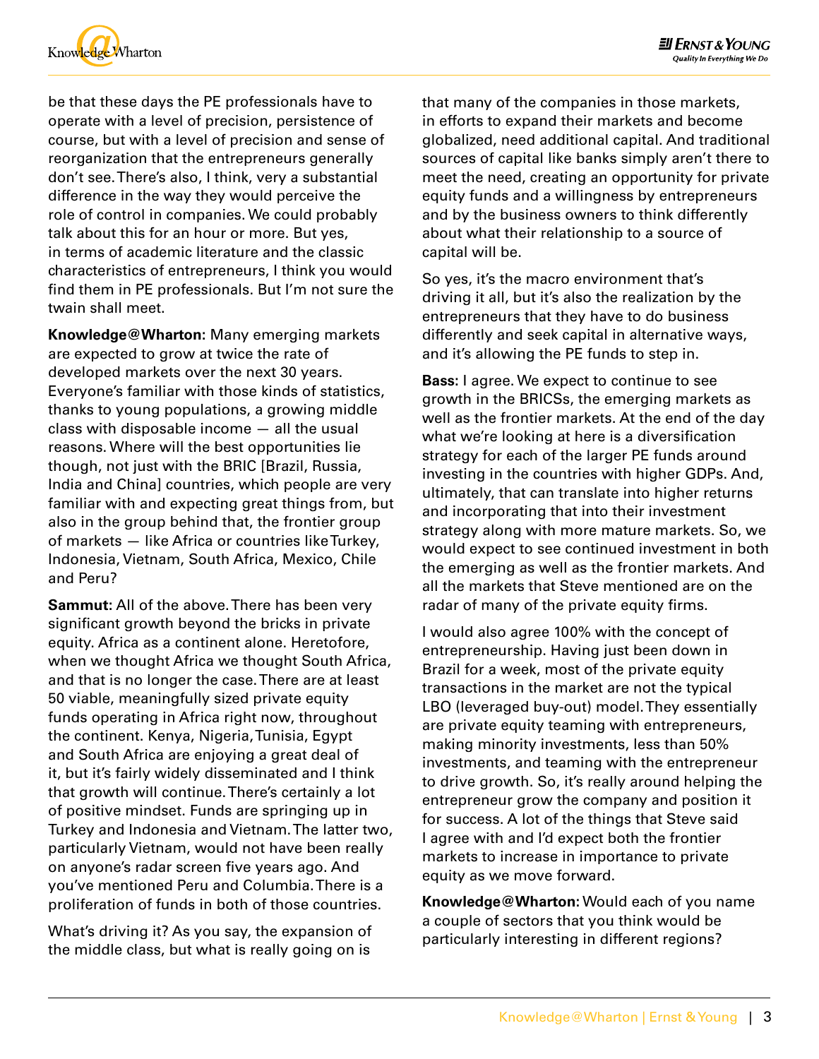be that these days the PE professionals have to operate with a level of precision, persistence of course, but with a level of precision and sense of reorganization that the entrepreneurs generally don't see. There's also, I think, very a substantial difference in the way they would perceive the role of control in companies. We could probably talk about this for an hour or more. But yes, in terms of academic literature and the classic characteristics of entrepreneurs, I think you would find them in PE professionals. But I'm not sure the twain shall meet.

**Knowledge@Wharton:** Many emerging markets are expected to grow at twice the rate of developed markets over the next 30 years. Everyone's familiar with those kinds of statistics, thanks to young populations, a growing middle class with disposable income — all the usual reasons. Where will the best opportunities lie though, not just with the BRIC [Brazil, Russia, India and China] countries, which people are very familiar with and expecting great things from, but also in the group behind that, the frontier group of markets — like Africa or countries like Turkey, Indonesia, Vietnam, South Africa, Mexico, Chile and Peru?

**Sammut:** All of the above. There has been very significant growth beyond the bricks in private equity. Africa as a continent alone. Heretofore, when we thought Africa we thought South Africa, and that is no longer the case. There are at least 50 viable, meaningfully sized private equity funds operating in Africa right now, throughout the continent. Kenya, Nigeria, Tunisia, Egypt and South Africa are enjoying a great deal of it, but it's fairly widely disseminated and I think that growth will continue. There's certainly a lot of positive mindset. Funds are springing up in Turkey and Indonesia and Vietnam. The latter two, particularly Vietnam, would not have been really on anyone's radar screen five years ago. And you've mentioned Peru and Columbia. There is a proliferation of funds in both of those countries.

What's driving it? As you say, the expansion of the middle class, but what is really going on is that many of the companies in those markets, in efforts to expand their markets and become globalized, need additional capital. And traditional sources of capital like banks simply aren't there to meet the need, creating an opportunity for private equity funds and a willingness by entrepreneurs and by the business owners to think differently about what their relationship to a source of capital will be.

So yes, it's the macro environment that's driving it all, but it's also the realization by the entrepreneurs that they have to do business differently and seek capital in alternative ways, and it's allowing the PE funds to step in.

**Bass:** I agree. We expect to continue to see growth in the BRICSs, the emerging markets as well as the frontier markets. At the end of the day what we're looking at here is a diversification strategy for each of the larger PE funds around investing in the countries with higher GDPs. And, ultimately, that can translate into higher returns and incorporating that into their investment strategy along with more mature markets. So, we would expect to see continued investment in both the emerging as well as the frontier markets. And all the markets that Steve mentioned are on the radar of many of the private equity firms.

I would also agree 100% with the concept of entrepreneurship. Having just been down in Brazil for a week, most of the private equity transactions in the market are not the typical LBO (leveraged buy-out) model. They essentially are private equity teaming with entrepreneurs, making minority investments, less than 50% investments, and teaming with the entrepreneur to drive growth. So, it's really around helping the entrepreneur grow the company and position it for success. A lot of the things that Steve said I agree with and I'd expect both the frontier markets to increase in importance to private equity as we move forward.

**Knowledge@Wharton:** Would each of you name a couple of sectors that you think would be particularly interesting in different regions?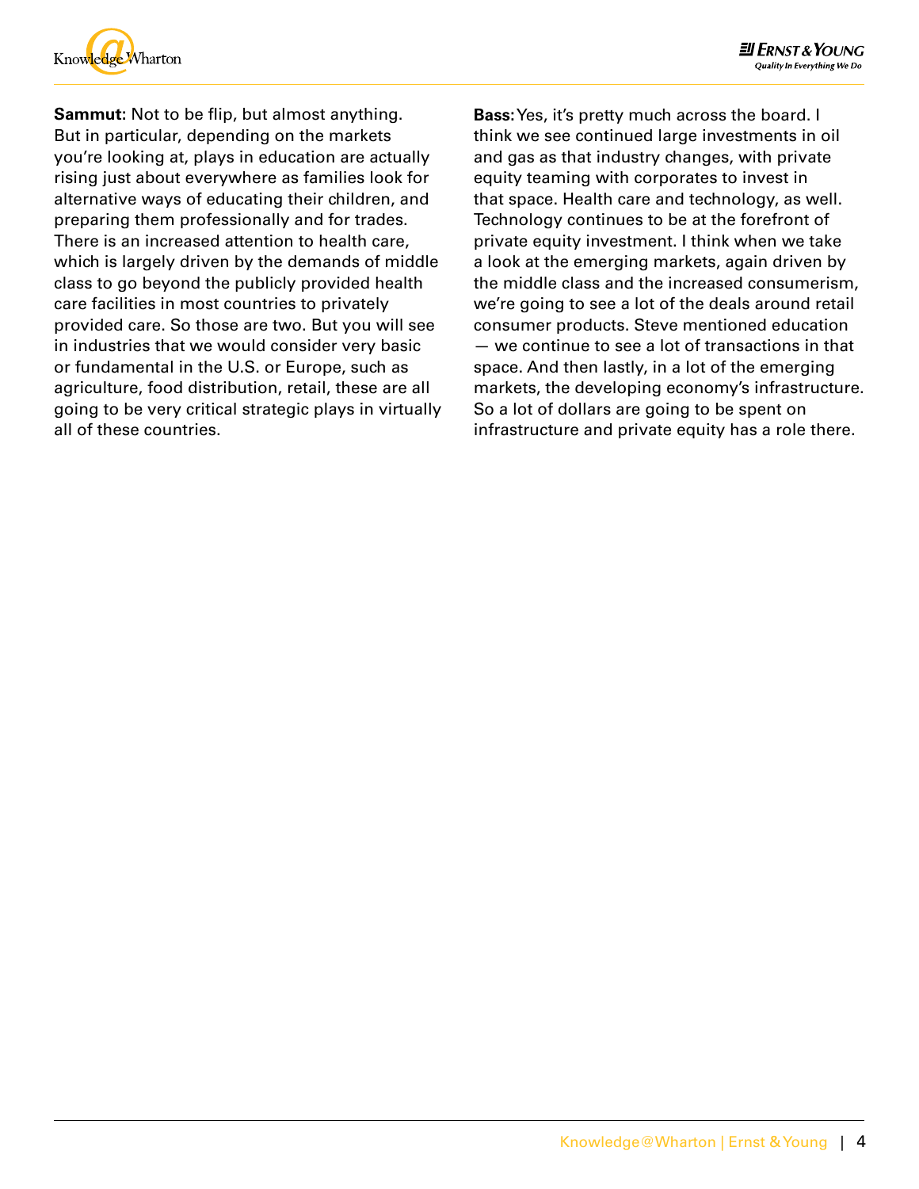**Sammut:** Not to be flip, but almost anything. But in particular, depending on the markets you're looking at, plays in education are actually rising just about everywhere as families look for alternative ways of educating their children, and preparing them professionally and for trades. There is an increased attention to health care, which is largely driven by the demands of middle class to go beyond the publicly provided health care facilities in most countries to privately provided care. So those are two. But you will see in industries that we would consider very basic or fundamental in the U.S. or Europe, such as agriculture, food distribution, retail, these are all going to be very critical strategic plays in virtually all of these countries.

**Bass:** Yes, it's pretty much across the board. I think we see continued large investments in oil and gas as that industry changes, with private equity teaming with corporates to invest in that space. Health care and technology, as well. Technology continues to be at the forefront of private equity investment. I think when we take a look at the emerging markets, again driven by the middle class and the increased consumerism, we're going to see a lot of the deals around retail consumer products. Steve mentioned education — we continue to see a lot of transactions in that space. And then lastly, in a lot of the emerging markets, the developing economy's infrastructure. So a lot of dollars are going to be spent on infrastructure and private equity has a role there.